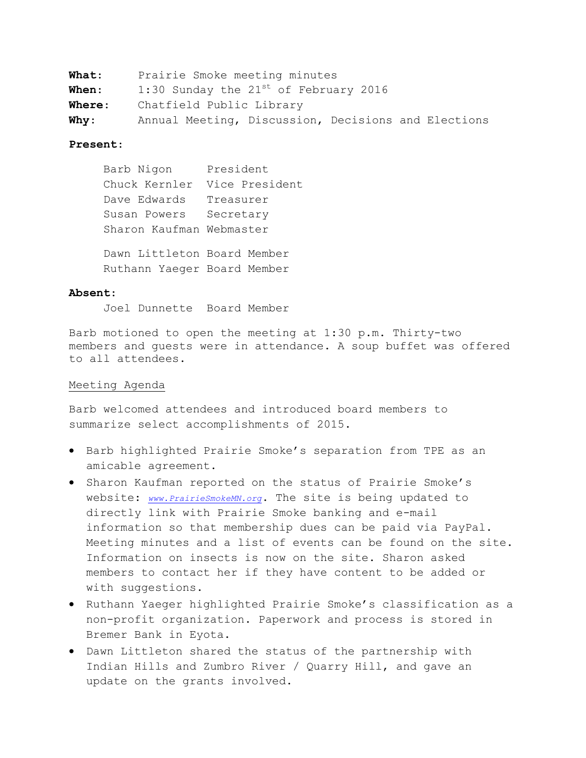**What:** Prairie Smoke meeting minutes
**When:** 1:30 Sunday the 21st of February 2016
**Where:** Chatfield Public Library
**Why:** Annual Meeting, Discussion, Decisions and Elections

**Present:**

Barb Nigon President
Chuck Kernler Vice President
Dave Edwards Treasurer
Susan Powers Secretary
Sharon Kaufman Webmaster

Dawn Littleton Board Member
Ruthann Yaeger Board Member

**Absent:**

Joel Dunnette Board Member

Barb motioned to open the meeting at 1:30 p.m. Thirty-two members and guests were in attendance. A soup buffet was offered to all attendees.

<u>Meeting Agenda</u>

Barb welcomed attendees and introduced board members to summarize select accomplishments of 2015.

- Barb highlighted Prairie Smoke's separation from TPE as an amicable agreement.
- Sharon Kaufman reported on the status of Prairie Smoke's website: *www.PrairieSmokeMN.org*. The site is being updated to directly link with Prairie Smoke banking and e-mail information so that membership dues can be paid via PayPal. Meeting minutes and a list of events can be found on the site. Information on insects is now on the site. Sharon asked members to contact her if they have content to be added or with suggestions.
- Ruthann Yaeger highlighted Prairie Smoke's classification as a non-profit organization. Paperwork and process is stored in Bremer Bank in Eyota.
- Dawn Littleton shared the status of the partnership with Indian Hills and Zumbro River / Quarry Hill, and gave an update on the grants involved.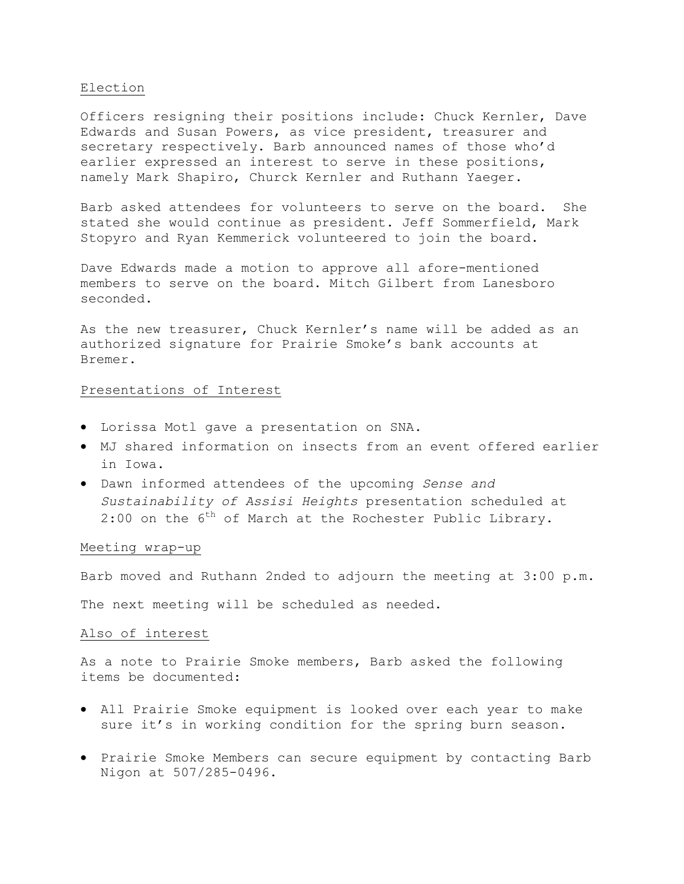## Election

Officers resigning their positions include: Chuck Kernler, Dave Edwards and Susan Powers, as vice president, treasurer and secretary respectively. Barb announced names of those who'd earlier expressed an interest to serve in these positions, namely Mark Shapiro, Churck Kernler and Ruthann Yaeger.

Barb asked attendees for volunteers to serve on the board. She stated she would continue as president. Jeff Sommerfield, Mark Stopyro and Ryan Kemmerick volunteered to join the board.

Dave Edwards made a motion to approve all afore-mentioned members to serve on the board. Mitch Gilbert from Lanesboro seconded.

As the new treasurer, Chuck Kernler's name will be added as an authorized signature for Prairie Smoke's bank accounts at Bremer.

## Presentations of Interest

- Lorissa Motl gave a presentation on SNA.
- MJ shared information on insects from an event offered earlier in Iowa.
- Dawn informed attendees of the upcoming *Sense and Sustainability of Assisi Heights* presentation scheduled at 2:00 on the 6th of March at the Rochester Public Library.

## Meeting wrap-up

Barb moved and Ruthann 2nded to adjourn the meeting at 3:00 p.m.

The next meeting will be scheduled as needed.

## Also of interest

As a note to Prairie Smoke members, Barb asked the following items be documented:

- All Prairie Smoke equipment is looked over each year to make sure it's in working condition for the spring burn season.
- Prairie Smoke Members can secure equipment by contacting Barb Nigon at 507/285-0496.